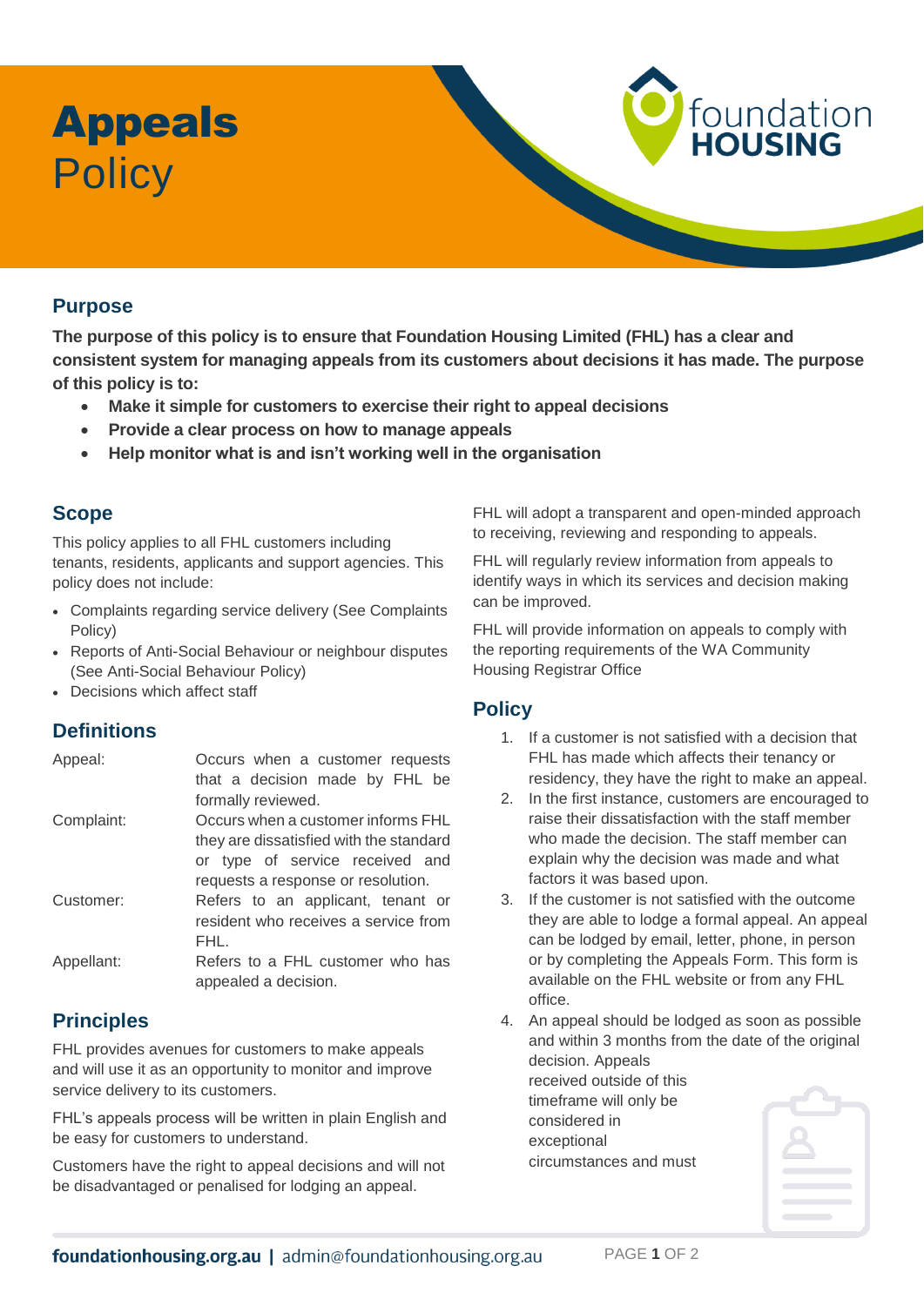# **Appeals** Policy

## Purpose

**The purpose of this policy is to ensure that Foundation Housing Limited (FHL) has a clear and consistent system for managing appeals from its customers about decisions it has made. The purpose of this policy is to:**

- **Make it simple for customers to exercise their right to appeal decisions**
- **Provide a clear process on how to manage appeals**
- **Help monitor what is and isn't working well in the organisation**

## Scope

This policy applies to all FHL customers including tenants, residents, applicants and support agencies. This policy does not include:

- Complaints regarding service delivery (See Complaints Policy)
- Reports of Anti-Social Behaviour or neighbour disputes (See Anti-Social Behaviour Policy)
- Decisions which affect staff

## Definitions

| | |
|---|---|
| Appeal: | Occurs when a customer requests that a decision made by FHL be formally reviewed. |
| Complaint: | Occurs when a customer informs FHL they are dissatisfied with the standard or type of service received and requests a response or resolution. |
| Customer: | Refers to an applicant, tenant or resident who receives a service from FHL. |
| Appellant: | Refers to a FHL customer who has appealed a decision. |

## Principles

FHL provides avenues for customers to make appeals and will use it as an opportunity to monitor and improve service delivery to its customers.

FHL's appeals process will be written in plain English and be easy for customers to understand.

Customers have the right to appeal decisions and will not be disadvantaged or penalised for lodging an appeal.

FHL will adopt a transparent and open-minded approach to receiving, reviewing and responding to appeals.

FHL will regularly review information from appeals to identify ways in which its services and decision making can be improved.

FHL will provide information on appeals to comply with the reporting requirements of the WA Community Housing Registrar Office

## Policy

1. If a customer is not satisfied with a decision that FHL has made which affects their tenancy or residency, they have the right to make an appeal.
2. In the first instance, customers are encouraged to raise their dissatisfaction with the staff member who made the decision. The staff member can explain why the decision was made and what factors it was based upon.
3. If the customer is not satisfied with the outcome they are able to lodge a formal appeal. An appeal can be lodged by email, letter, phone, in person or by completing the Appeals Form. This form is available on the FHL website or from any FHL office.
4. An appeal should be lodged as soon as possible and within 3 months from the date of the original decision. Appeals received outside of this timeframe will only be considered in exceptional circumstances and must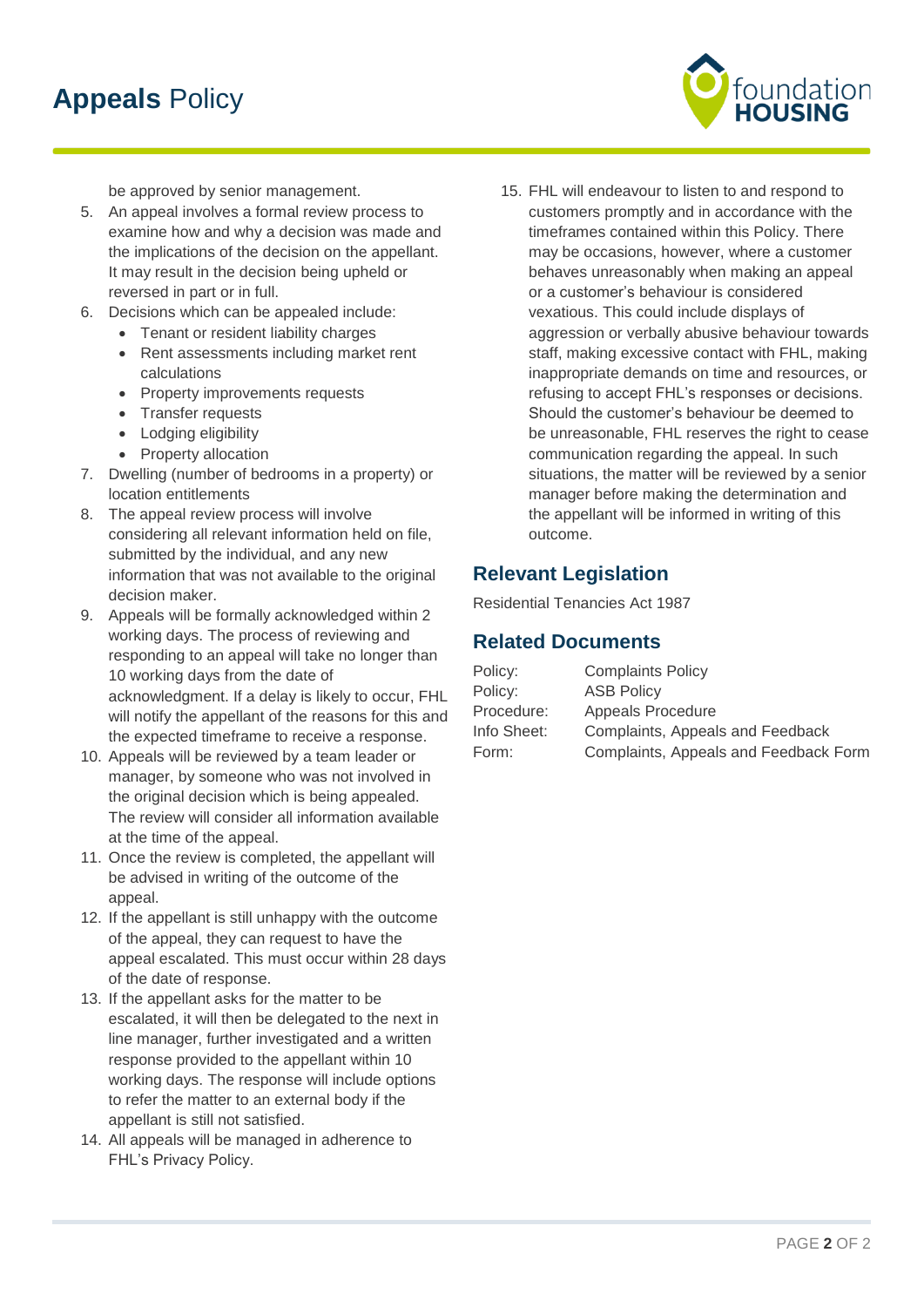be approved by senior management.

5. An appeal involves a formal review process to examine how and why a decision was made and the implications of the decision on the appellant. It may result in the decision being upheld or reversed in part or in full.
6. Decisions which can be appealed include:
   - Tenant or resident liability charges
   - Rent assessments including market rent calculations
   - Property improvements requests
   - Transfer requests
   - Lodging eligibility
   - Property allocation
7. Dwelling (number of bedrooms in a property) or location entitlements
8. The appeal review process will involve considering all relevant information held on file, submitted by the individual, and any new information that was not available to the original decision maker.
9. Appeals will be formally acknowledged within 2 working days. The process of reviewing and responding to an appeal will take no longer than 10 working days from the date of acknowledgment. If a delay is likely to occur, FHL will notify the appellant of the reasons for this and the expected timeframe to receive a response.
10. Appeals will be reviewed by a team leader or manager, by someone who was not involved in the original decision which is being appealed. The review will consider all information available at the time of the appeal.
11. Once the review is completed, the appellant will be advised in writing of the outcome of the appeal.
12. If the appellant is still unhappy with the outcome of the appeal, they can request to have the appeal escalated. This must occur within 28 days of the date of response.
13. If the appellant asks for the matter to be escalated, it will then be delegated to the next in line manager, further investigated and a written response provided to the appellant within 10 working days. The response will include options to refer the matter to an external body if the appellant is still not satisfied.
14. All appeals will be managed in adherence to FHL's Privacy Policy.
15. FHL will endeavour to listen to and respond to customers promptly and in accordance with the timeframes contained within this Policy. There may be occasions, however, where a customer behaves unreasonably when making an appeal or a customer's behaviour is considered vexatious. This could include displays of aggression or verbally abusive behaviour towards staff, making excessive contact with FHL, making inappropriate demands on time and resources, or refusing to accept FHL's responses or decisions. Should the customer's behaviour be deemed to be unreasonable, FHL reserves the right to cease communication regarding the appeal. In such situations, the matter will be reviewed by a senior manager before making the determination and the appellant will be informed in writing of this outcome.

## Relevant Legislation

Residential Tenancies Act 1987

## Related Documents

| | |
|---|---|
| Policy: | Complaints Policy |
| Policy: | ASB Policy |
| Procedure: | Appeals Procedure |
| Info Sheet: | Complaints, Appeals and Feedback |
| Form: | Complaints, Appeals and Feedback Form |